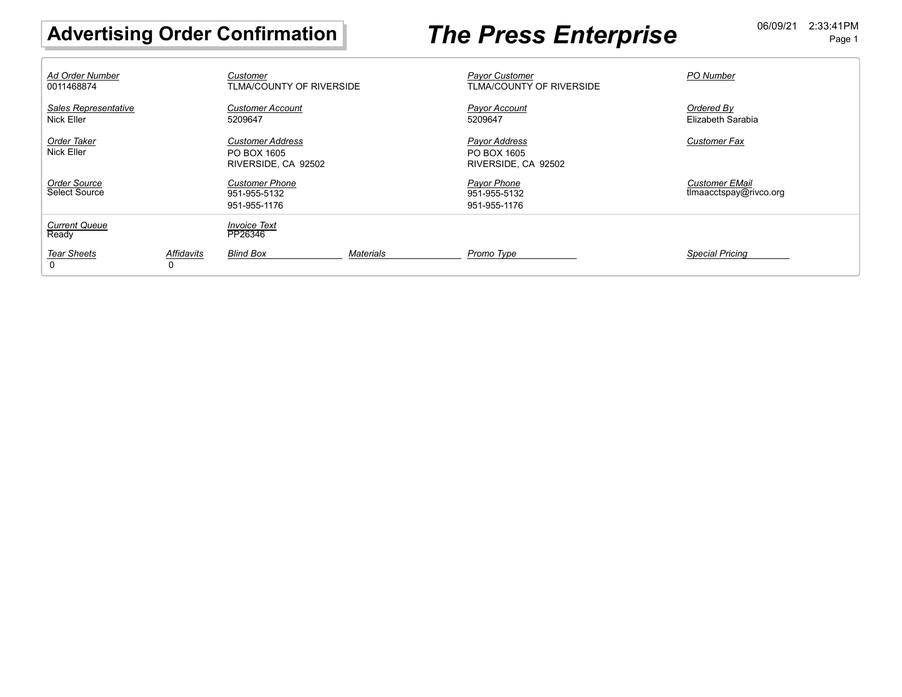# Advertising Order Confirmation

# *The Press Enterprise*

06/09/21 2:33:41PM

| *Ad Order Number* | *Customer* | *Payor Customer* | *PO Number* |
|---|---|---|---|
| 0011468874 | TLMA/COUNTY OF RIVERSIDE | TLMA/COUNTY OF RIVERSIDE | |

| *Sales Representative* | *Customer Account* | *Payor Account* | *Ordered By* |
|---|---|---|---|
| Nick Eller | 5209647 | 5209647 | Elizabeth Sarabia |

| *Order Taker* | *Customer Address* | *Payor Address* | *Customer Fax* |
|---|---|---|---|
| Nick Eller | PO BOX 1605<br>RIVERSIDE, CA 92502 | PO BOX 1605<br>RIVERSIDE, CA 92502 | |

| *Order Source* | *Customer Phone* | *Payor Phone* | *Customer EMail* |
|---|---|---|---|
| Select Source | 951-955-5132<br>951-955-1176 | 951-955-5132<br>951-955-1176 | tlmaacctspay@rivco.org |

| *Current Queue* | *Invoice Text* |
|---|---|
| Ready | PP26346 |

| *Tear Sheets* | *Affidavits* | *Blind Box* | *Materials* | *Promo Type* | *Special Pricing* |
|---|---|---|---|---|---|
| 0 | 0 | | | | |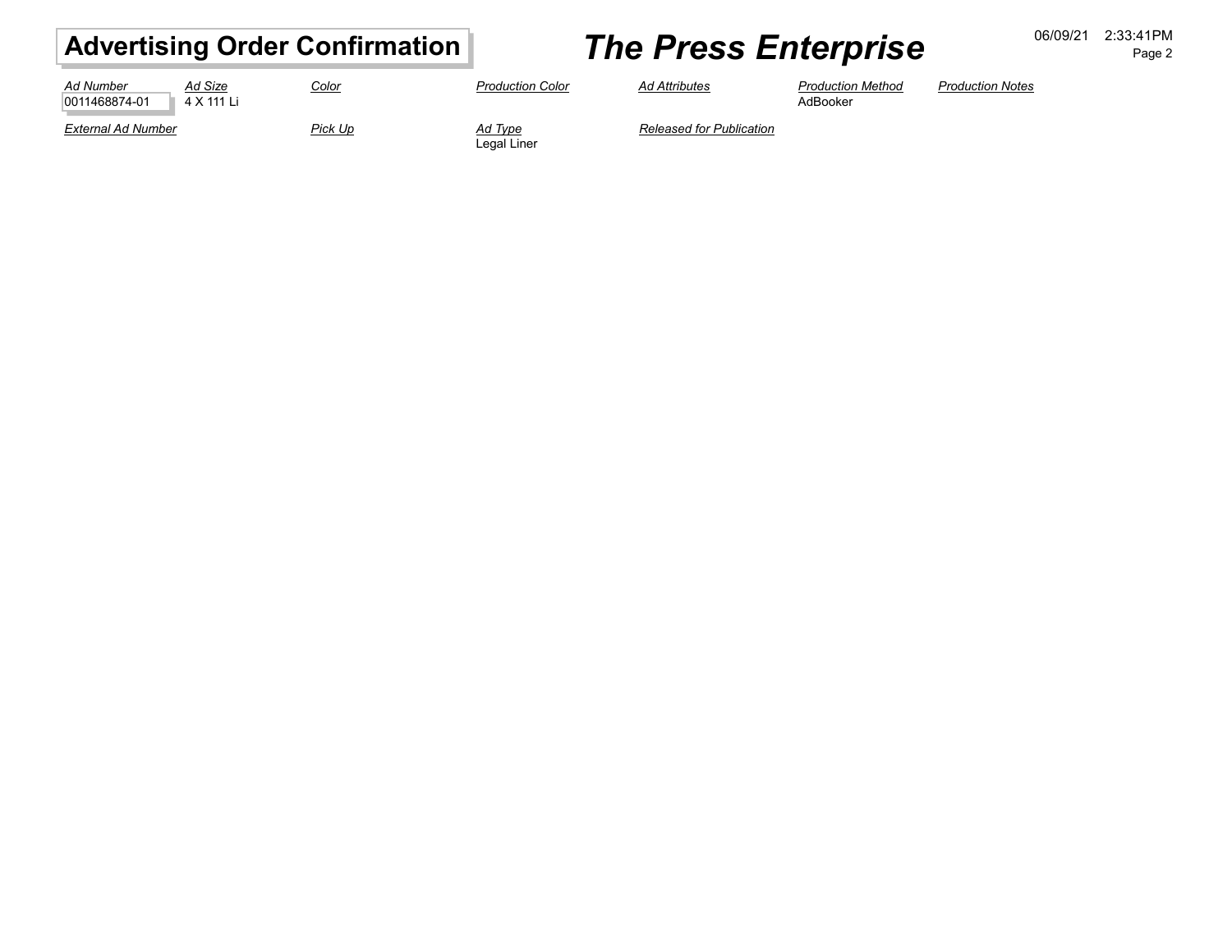# Advertising Order Confirmation

## *The Press Enterprise*

06/09/21 2:33:41PM

| *Ad Number* | *Ad Size* | *Color* | *Production Color* | *Ad Attributes* | *Production Method* | *Production Notes* |
|---|---|---|---|---|---|---|
| 0011468874-01 | 4 X 111 Li | | | | AdBooker | |

| *External Ad Number* | *Pick Up* | *Ad Type* | *Released for Publication* |
|---|---|---|---|
| | | Legal Liner | |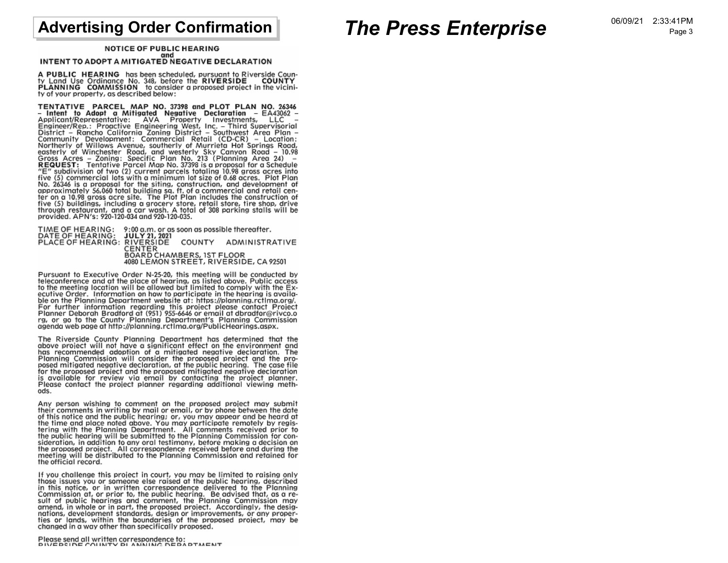# NOTICE OF PUBLIC HEARING
## and
## INTENT TO ADOPT A MITIGATED NEGATIVE DECLARATION

**A PUBLIC HEARING** has been scheduled, pursuant to Riverside County Land Use Ordinance No. 348, before the **RIVERSIDE COUNTY PLANNING COMMISSION** to consider a proposed project in the vicinity of your property, as described below:

**TENTATIVE PARCEL MAP NO. 37398 and PLOT PLAN NO. 26346 – Intent to Adopt a Mitigated Negative Declaration** – EA43062 – Applicant/Representative: AVA Property Investments, LLC – Engineer/Rep.: Proactive Engineering West, Inc. – Third Supervisorial District – Rancho California Zoning District – Southwest Area Plan – Community Development: Commercial Retail (CD-CR) – Location: Northerly of Willows Avenue, southerly of Murrieta Hot Springs Road, easterly of Winchester Road, and westerly Sky Canyon Road – 10.98 Gross Acres – Zoning: Specific Plan No. 213 (Planning Area 24) – **REQUEST:** Tentative Parcel Map No. 37398 is a proposal for a Schedule "E" subdivision of two (2) current parcels totaling 10.98 gross acres into five (5) commercial lots with a minimum lot size of 0.68 acres. Plot Plan No. 26346 is a proposal for the siting, construction, and development of approximately 56,060 total building sq. ft. of a commercial and retail center on a 10.98 gross acre site. The Plot Plan includes the construction of five (5) buildings, including a grocery store, retail store, tire shop, drive through restaurant, and a car wash. A total of 308 parking stalls will be provided. APN's: 920-120-034 and 920-120-035.

TIME OF HEARING: 9:00 a.m. or as soon as possible thereafter.
DATE OF HEARING: **JULY 21, 2021**
PLACE OF HEARING: RIVERSIDE COUNTY ADMINISTRATIVE CENTER
BOARD CHAMBERS, 1ST FLOOR
4080 LEMON STREET, RIVERSIDE, CA 92501

Pursuant to Executive Order N-25-20, this meeting will be conducted by teleconference and at the place of hearing, as listed above. Public access to the meeting location will be allowed but limited to comply with the Executive Order. Information on how to participate in the hearing is available on the Planning Department website at: https://planning.rctlma.org/. For further information regarding this project please contact Project Planner Deborah Bradford at (951) 955-6646 or email at dbradfor@rivco.org, or go to the County Planning Department's Planning Commission agenda web page at http://planning.rctlma.org/PublicHearings.aspx.

The Riverside County Planning Department has determined that the above project will not have a significant effect on the environment and has recommended adoption of a mitigated negative declaration. The Planning Commission will consider the proposed project and the proposed mitigated negative declaration, at the public hearing. The case file for the proposed project and the proposed mitigated negative declaration is available for review via email by contacting the project planner. Please contact the project planner regarding additional viewing methods.

Any person wishing to comment on the proposed project may submit their comments in writing by mail or email, or by phone between the date of this notice and the public hearing; or, you may appear and be heard at the time and place noted above. You may participate remotely by registering with the Planning Department. All comments received prior to the public hearing will be submitted to the Planning Commission for consideration, in addition to any oral testimony, before making a decision on the proposed project. All correspondence received before and during the meeting will be distributed to the Planning Commission and retained for the official record.

If you challenge this project in court, you may be limited to raising only those issues you or someone else raised at the public hearing, described in this notice, or in written correspondence delivered to the Planning Commission at, or prior to, the public hearing. Be advised that, as a result of public hearings and comment, the Planning Commission may amend, in whole or in part, the proposed project. Accordingly, the designations, development standards, design or improvements, or any properties or lands, within the boundaries of the proposed project, may be changed in a way other than specifically proposed.

Please send all written correspondence to:
RIVERSIDE COUNTY PLANNING DEPARTMENT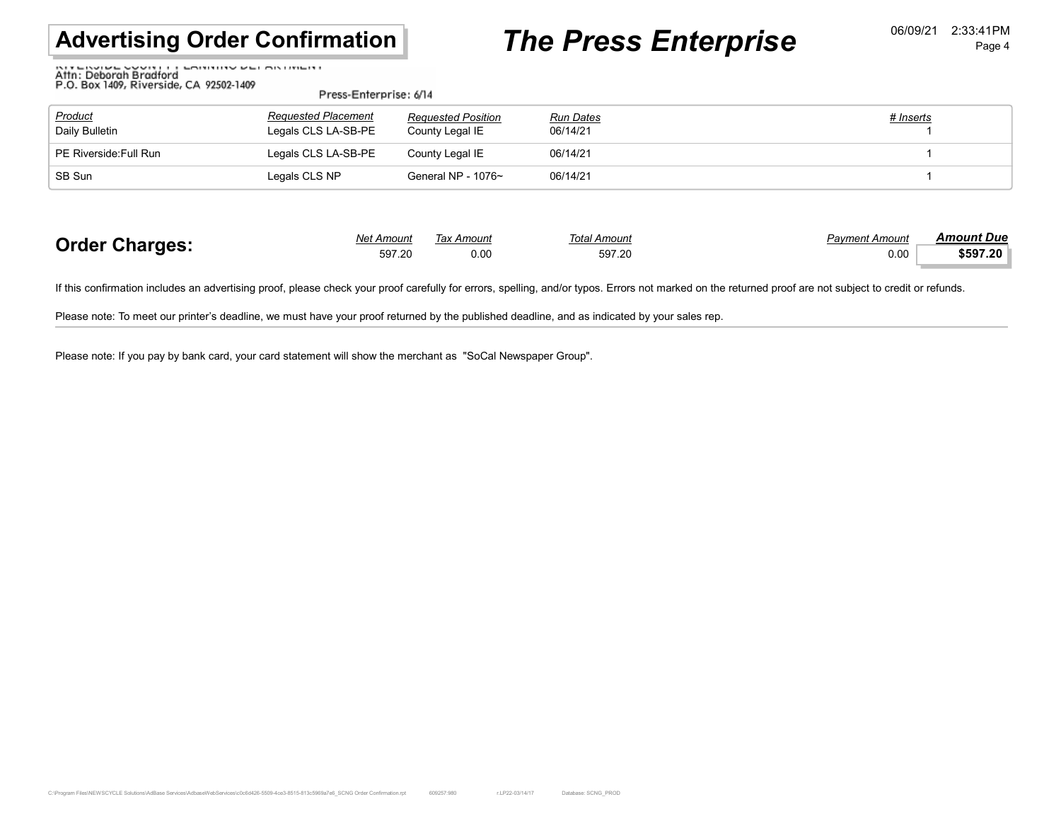# Advertising Order Confirmation

# *The Press Enterprise*

06/09/21 2:33:41PM

RIVERSIDE COUNTY PLANNING DEPARTMENT
Attn: Deborah Bradford
P.O. Box 1409, Riverside, CA 92502-1409

Press-Enterprise: 6/14

| *Product* | *Requested Placement* | *Requested Position* | *Run Dates* | *# Inserts* |
|---|---|---|---|---|
| Daily Bulletin | Legals CLS LA-SB-PE | County Legal IE | 06/14/21 | 1 |
| PE Riverside:Full Run | Legals CLS LA-SB-PE | County Legal IE | 06/14/21 | 1 |
| SB Sun | Legals CLS NP | General NP - 1076~ | 06/14/21 | 1 |

## Order Charges:

| *Net Amount* | *Tax Amount* | *Total Amount* | *Payment Amount* | ***Amount Due*** |
|---|---|---|---|---|
| 597.20 | 0.00 | 597.20 | 0.00 | **$597.20** |

If this confirmation includes an advertising proof, please check your proof carefully for errors, spelling, and/or typos. Errors not marked on the returned proof are not subject to credit or refunds.

Please note: To meet our printer's deadline, we must have your proof returned by the published deadline, and as indicated by your sales rep.

Please note: If you pay by bank card, your card statement will show the merchant as "SoCal Newspaper Group".